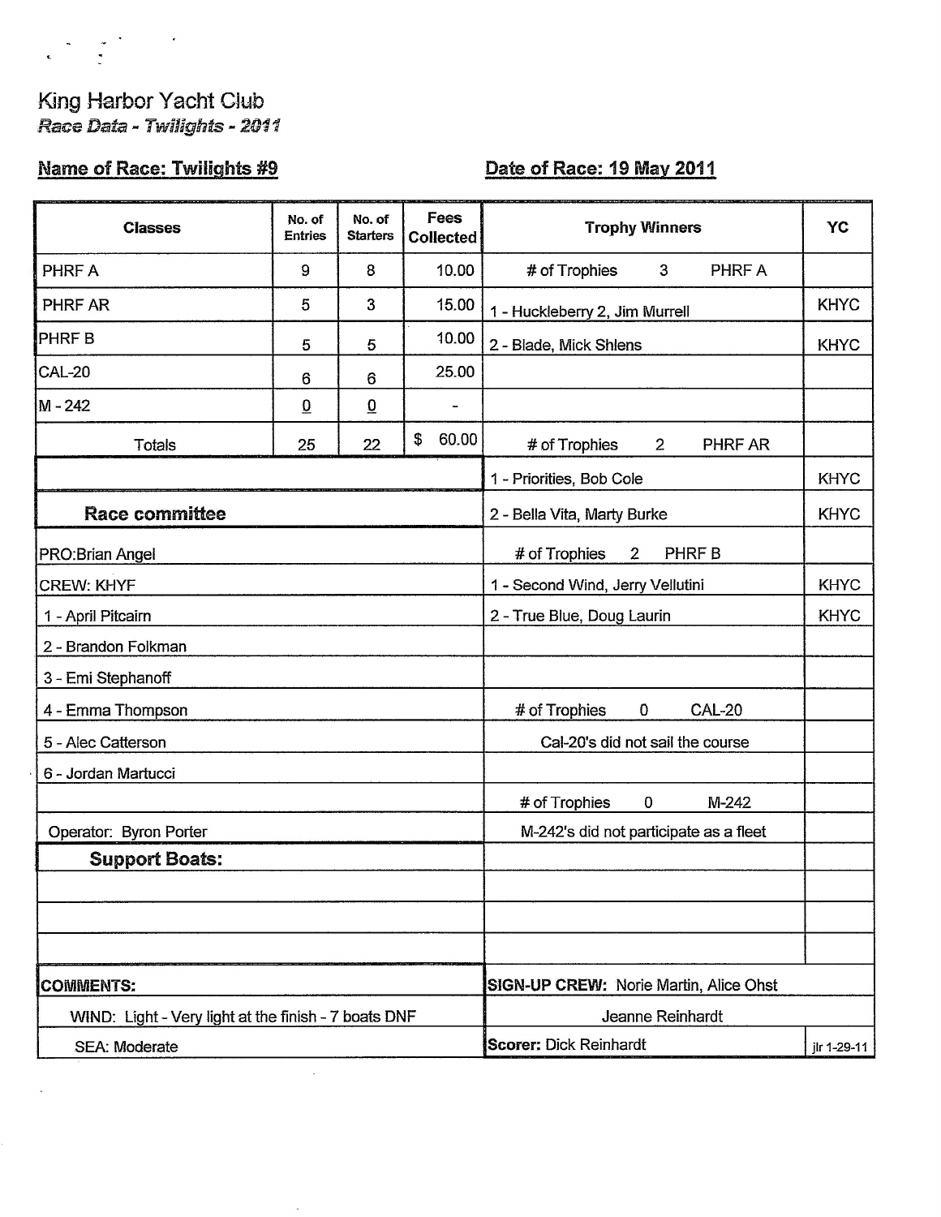# King Harbor Yacht Club

*Race Data - Twilights - 2011*

**Name of Race: Twilights #9** | **Date of Race: 19 May 2011**

| Classes | No. of Entries | No. of Starters | Fees Collected |
|---|---|---|---|
| PHRF A | 9 | 8 | 10.00 |
| PHRF AR | 5 | 3 | 15.00 |
| PHRF B | 5 | 5 | 10.00 |
| CAL-20 | 6 | 6 | 25.00 |
| M - 242 | 0 | 0 | - |
| Totals | 25 | 22 | $ 60.00 |

## Trophy Winners

| Trophy Winners | YC |
|---|---|
| # of Trophies 3 PHRF A | |
| 1 - Huckleberry 2, Jim Murrell | KHYC |
| 2 - Blade, Mick Shlens | KHYC |
| # of Trophies 2 PHRF AR | |
| 1 - Priorities, Bob Cole | KHYC |
| 2 - Bella Vita, Marty Burke | KHYC |
| # of Trophies 2 PHRF B | |
| 1 - Second Wind, Jerry Vellutini | KHYC |
| 2 - True Blue, Doug Laurin | KHYC |
| # of Trophies 0 CAL-20 | |
| Cal-20's did not sail the course | |
| # of Trophies 0 M-242 | |
| M-242's did not participate as a fleet | |

## Race committee

PRO: Brian Angel

CREW: KHYF

1 - April Pitcairn
2 - Brandon Folkman
3 - Emi Stephanoff
4 - Emma Thompson
5 - Alec Catterson
6 - Jordan Martucci

Operator: Byron Porter

## Support Boats:

**COMMENTS:**

WIND: Light - Very light at the finish - 7 boats DNF

SEA: Moderate

**SIGN-UP CREW:** Norie Martin, Alice Ohst, Jeanne Reinhardt

**Scorer:** Dick Reinhardt

jlr 1-29-11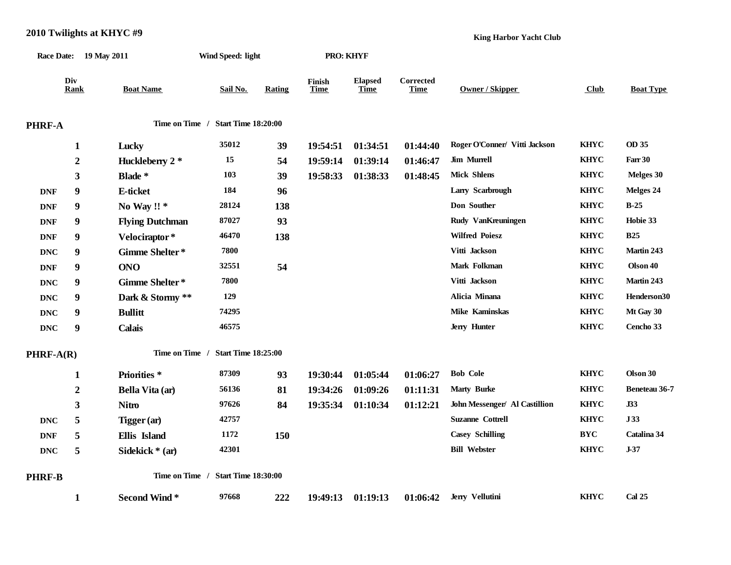## 2010 Twilights at KHYC #9

**King Harbor Yacht Club**

**Race Date:** 19 May 2011 **Wind Speed:** light **PRO:** KHYF

| | Div Rank | Boat Name | Sail No. | Rating | Finish Time | Elapsed Time | Corrected Time | Owner / Skipper | Club | Boat Type |
|---|---|---|---|---|---|---|---|---|---|---|
| **PHRF-A** | | Time on Time / Start Time 18:20:00 | | | | | | | | |
| | 1 | Lucky | 35012 | 39 | 19:54:51 | 01:34:51 | 01:44:40 | Roger O'Conner/ Vitti Jackson | KHYC | OD 35 |
| | 2 | Huckleberry 2 * | 15 | 54 | 19:59:14 | 01:39:14 | 01:46:47 | Jim Murrell | KHYC | Farr 30 |
| | 3 | Blade * | 103 | 39 | 19:58:33 | 01:38:33 | 01:48:45 | Mick Shlens | KHYC | Melges 30 |
| DNF | 9 | E-ticket | 184 | 96 | | | | Larry Scarbrough | KHYC | Melges 24 |
| DNF | 9 | No Way !! * | 28124 | 138 | | | | Don Souther | KHYC | B-25 |
| DNF | 9 | Flying Dutchman | 87027 | 93 | | | | Rudy VanKreuningen | KHYC | Hobie 33 |
| DNF | 9 | Velociraptor * | 46470 | 138 | | | | Wilfred Poiesz | KHYC | B25 |
| DNC | 9 | Gimme Shelter * | 7800 | | | | | Vitti Jackson | KHYC | Martin 243 |
| DNF | 9 | ONO | 32551 | 54 | | | | Mark Folkman | KHYC | Olson 40 |
| DNC | 9 | Gimme Shelter * | 7800 | | | | | Vitti Jackson | KHYC | Martin 243 |
| DNC | 9 | Dark & Stormy ** | 129 | | | | | Alicia Minana | KHYC | Henderson30 |
| DNC | 9 | Bullitt | 74295 | | | | | Mike Kaminskas | KHYC | Mt Gay 30 |
| DNC | 9 | Calais | 46575 | | | | | Jerry Hunter | KHYC | Cencho 33 |
| **PHRF-A(R)** | | Time on Time / Start Time 18:25:00 | | | | | | | | |
| | 1 | Priorities * | 87309 | 93 | 19:30:44 | 01:05:44 | 01:06:27 | Bob Cole | KHYC | Olson 30 |
| | 2 | Bella Vita (ar) | 56136 | 81 | 19:34:26 | 01:09:26 | 01:11:31 | Marty Burke | KHYC | Beneteau 36-7 |
| | 3 | Nitro | 97626 | 84 | 19:35:34 | 01:10:34 | 01:12:21 | John Messenger/ Al Castillion | KHYC | J33 |
| DNC | 5 | Tigger (ar) | 42757 | | | | | Suzanne Cottrell | KHYC | J 33 |
| DNF | 5 | Ellis Island | 1172 | 150 | | | | Casey Schilling | BYC | Catalina 34 |
| DNC | 5 | Sidekick * (ar) | 42301 | | | | | Bill Webster | KHYC | J-37 |
| **PHRF-B** | | Time on Time / Start Time 18:30:00 | | | | | | | | |
| | 1 | Second Wind * | 97668 | 222 | 19:49:13 | 01:19:13 | 01:06:42 | Jerry Vellutini | KHYC | Cal 25 |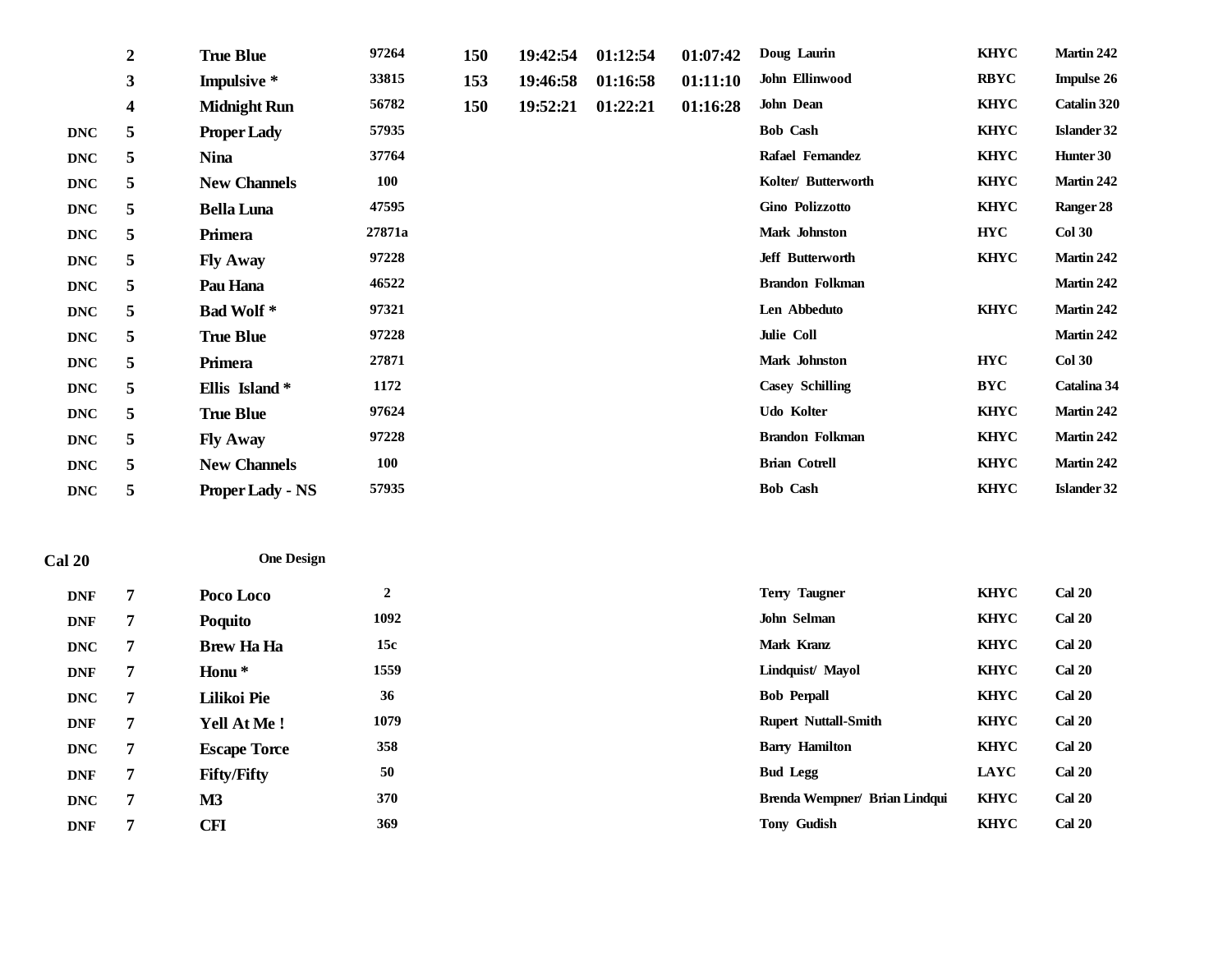| | | | | | | | | | | | |
|---|---|---|---|---|---|---|---|---|---|---|---|
| | 2 | True Blue | 97264 | 150 | 19:42:54 | 01:12:54 | 01:07:42 | Doug Laurin | KHYC | Martin 242 |
| | 3 | Impulsive * | 33815 | 153 | 19:46:58 | 01:16:58 | 01:11:10 | John Ellinwood | RBYC | Impulse 26 |
| | 4 | Midnight Run | 56782 | 150 | 19:52:21 | 01:22:21 | 01:16:28 | John Dean | KHYC | Catalin 320 |
| DNC | 5 | Proper Lady | 57935 | | | | | Bob Cash | KHYC | Islander 32 |
| DNC | 5 | Nina | 37764 | | | | | Rafael Fernandez | KHYC | Hunter 30 |
| DNC | 5 | New Channels | 100 | | | | | Kolter/ Butterworth | KHYC | Martin 242 |
| DNC | 5 | Bella Luna | 47595 | | | | | Gino Polizzotto | KHYC | Ranger 28 |
| DNC | 5 | Primera | 27871a | | | | | Mark Johnston | HYC | Col 30 |
| DNC | 5 | Fly Away | 97228 | | | | | Jeff Butterworth | KHYC | Martin 242 |
| DNC | 5 | Pau Hana | 46522 | | | | | Brandon Folkman | | Martin 242 |
| DNC | 5 | Bad Wolf * | 97321 | | | | | Len Abbeduto | KHYC | Martin 242 |
| DNC | 5 | True Blue | 97228 | | | | | Julie Coll | | Martin 242 |
| DNC | 5 | Primera | 27871 | | | | | Mark Johnston | HYC | Col 30 |
| DNC | 5 | Ellis Island * | 1172 | | | | | Casey Schilling | BYC | Catalina 34 |
| DNC | 5 | True Blue | 97624 | | | | | Udo Kolter | KHYC | Martin 242 |
| DNC | 5 | Fly Away | 97228 | | | | | Brandon Folkman | KHYC | Martin 242 |
| DNC | 5 | New Channels | 100 | | | | | Brian Cotrell | KHYC | Martin 242 |
| DNC | 5 | Proper Lady - NS | 57935 | | | | | Bob Cash | KHYC | Islander 32 |

**Cal 20** **One Design**

| | | | | | | |
|---|---|---|---|---|---|---|
| DNF | 7 | Poco Loco | 2 | Terry Taugner | KHYC | Cal 20 |
| DNF | 7 | Poquito | 1092 | John Selman | KHYC | Cal 20 |
| DNC | 7 | Brew Ha Ha | 15c | Mark Kranz | KHYC | Cal 20 |
| DNF | 7 | Honu * | 1559 | Lindquist/ Mayol | KHYC | Cal 20 |
| DNC | 7 | Lilikoi Pie | 36 | Bob Perpall | KHYC | Cal 20 |
| DNF | 7 | Yell At Me ! | 1079 | Rupert Nuttall-Smith | KHYC | Cal 20 |
| DNC | 7 | Escape Torce | 358 | Barry Hamilton | KHYC | Cal 20 |
| DNF | 7 | Fifty/Fifty | 50 | Bud Legg | LAYC | Cal 20 |
| DNC | 7 | M3 | 370 | Brenda Wempner/ Brian Lindqui | KHYC | Cal 20 |
| DNF | 7 | CFI | 369 | Tony Gudish | KHYC | Cal 20 |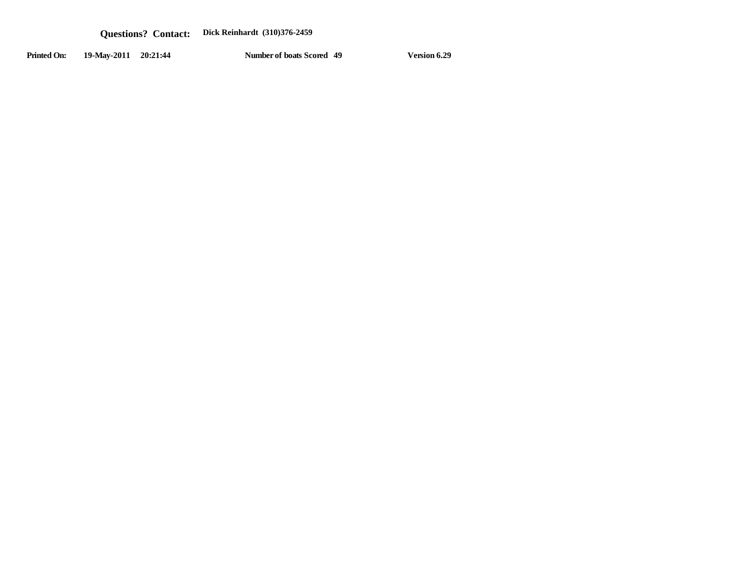**Questions? Contact:** **Dick Reinhardt (310)376-2459**

**Printed On:** **19-May-2011 20:21:44** **Number of boats Scored 49** **Version 6.29**